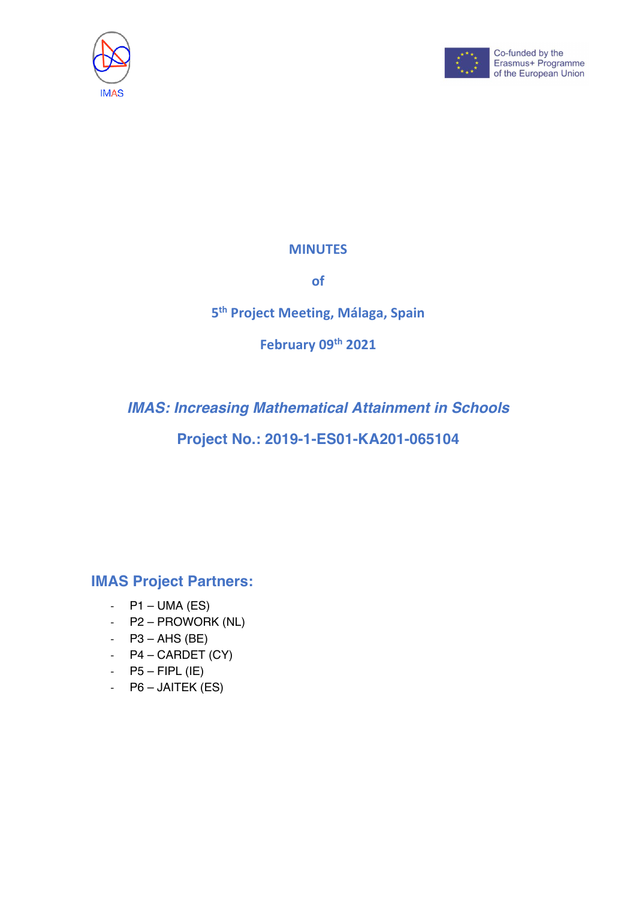IMAS

Co-funded by the Erasmus+ Programme of the European Union

# MINUTES

# of

# 5th Project Meeting, Málaga, Spain

# February 09th 2021

## *IMAS: Increasing Mathematical Attainment in Schools*

## Project No.: 2019-1-ES01-KA201-065104

## IMAS Project Partners:

- P1 – UMA (ES)
- P2 – PROWORK (NL)
- P3 – AHS (BE)
- P4 – CARDET (CY)
- P5 – FIPL (IE)
- P6 – JAITEK (ES)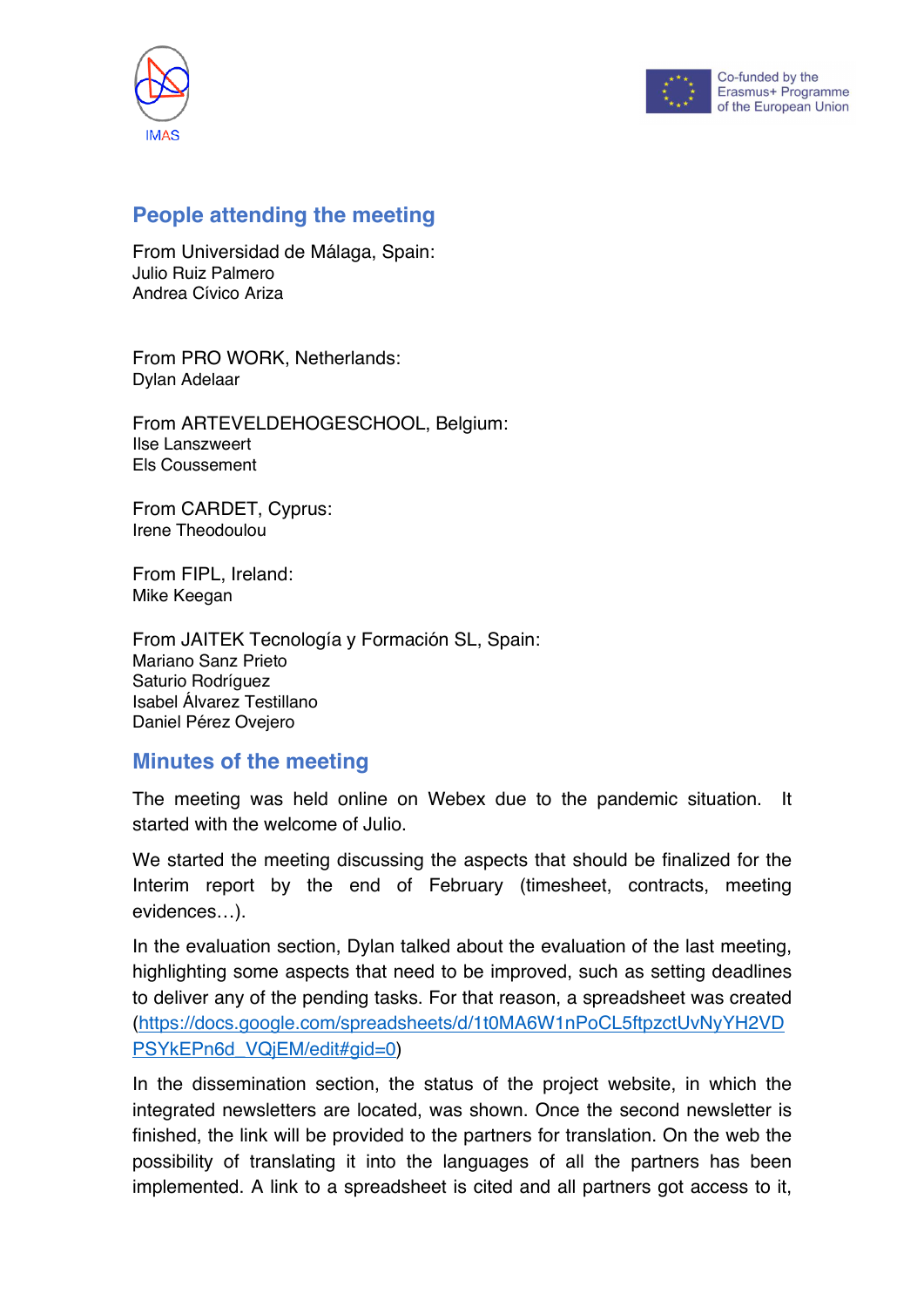## People attending the meeting

From Universidad de Málaga, Spain:
Julio Ruiz Palmero
Andrea Cívico Ariza

From PRO WORK, Netherlands:
Dylan Adelaar

From ARTEVELDEHOGESCHOOL, Belgium:
Ilse Lanszweert
Els Coussement

From CARDET, Cyprus:
Irene Theodoulou

From FIPL, Ireland:
Mike Keegan

From JAITEK Tecnología y Formación SL, Spain:
Mariano Sanz Prieto
Saturio Rodríguez
Isabel Álvarez Testillano
Daniel Pérez Ovejero

## Minutes of the meeting

The meeting was held online on Webex due to the pandemic situation. It started with the welcome of Julio.

We started the meeting discussing the aspects that should be finalized for the Interim report by the end of February (timesheet, contracts, meeting evidences…).

In the evaluation section, Dylan talked about the evaluation of the last meeting, highlighting some aspects that need to be improved, such as setting deadlines to deliver any of the pending tasks. For that reason, a spreadsheet was created (https://docs.google.com/spreadsheets/d/1t0MA6W1nPoCL5ftpzctUvNyYH2VDPSYkEPn6d_VQjEM/edit#gid=0)

In the dissemination section, the status of the project website, in which the integrated newsletters are located, was shown. Once the second newsletter is finished, the link will be provided to the partners for translation. On the web the possibility of translating it into the languages of all the partners has been implemented. A link to a spreadsheet is cited and all partners got access to it,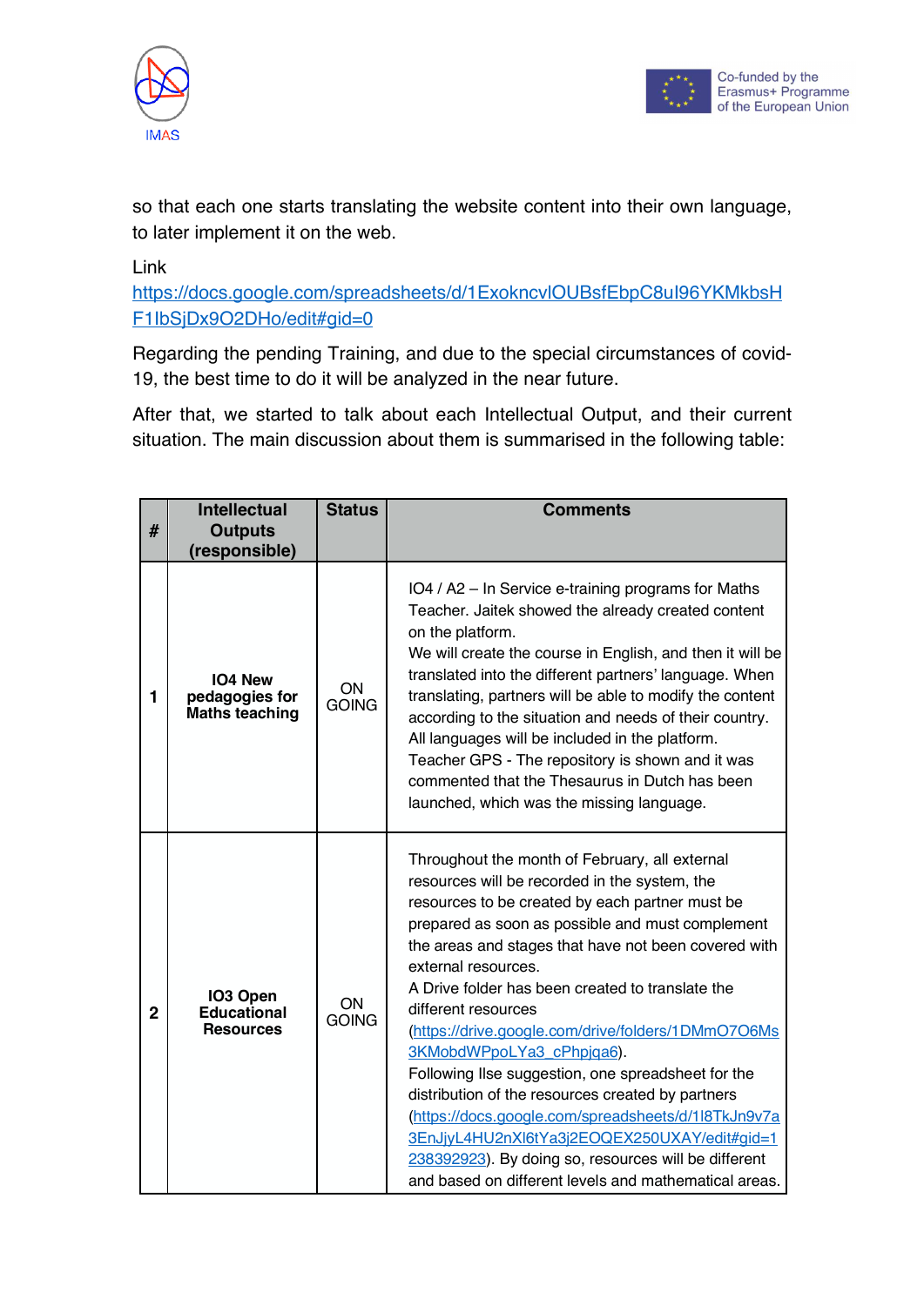so that each one starts translating the website content into their own language, to later implement it on the web.

Link
https://docs.google.com/spreadsheets/d/1ExokncvlOUBsfEbpC8uI96YKMkbsHF1lbSjDx9O2DHo/edit#gid=0

Regarding the pending Training, and due to the special circumstances of covid-19, the best time to do it will be analyzed in the near future.

After that, we started to talk about each Intellectual Output, and their current situation. The main discussion about them is summarised in the following table:

| # | Intellectual Outputs (responsible) | Status | Comments |
|---|---|---|---|
| 1 | **IO4 New pedagogies for Maths teaching** | ON GOING | IO4 / A2 – In Service e-training programs for Maths Teacher. Jaitek showed the already created content on the platform.<br>We will create the course in English, and then it will be translated into the different partners' language. When translating, partners will be able to modify the content according to the situation and needs of their country. All languages will be included in the platform.<br>Teacher GPS - The repository is shown and it was commented that the Thesaurus in Dutch has been launched, which was the missing language. |
| 2 | **IO3 Open Educational Resources** | ON GOING | Throughout the month of February, all external resources will be recorded in the system, the resources to be created by each partner must be prepared as soon as possible and must complement the areas and stages that have not been covered with external resources.<br>A Drive folder has been created to translate the different resources (https://drive.google.com/drive/folders/1DMmO7O6Ms3KMobdWPpoLYa3_cPhpjqa6).<br>Following Ilse suggestion, one spreadsheet for the distribution of the resources created by partners (https://docs.google.com/spreadsheets/d/1l8TkJn9v7a3EnJjyL4HU2nXl6tYa3j2EOQEX250UXAY/edit#gid=1238392923). By doing so, resources will be different and based on different levels and mathematical areas. |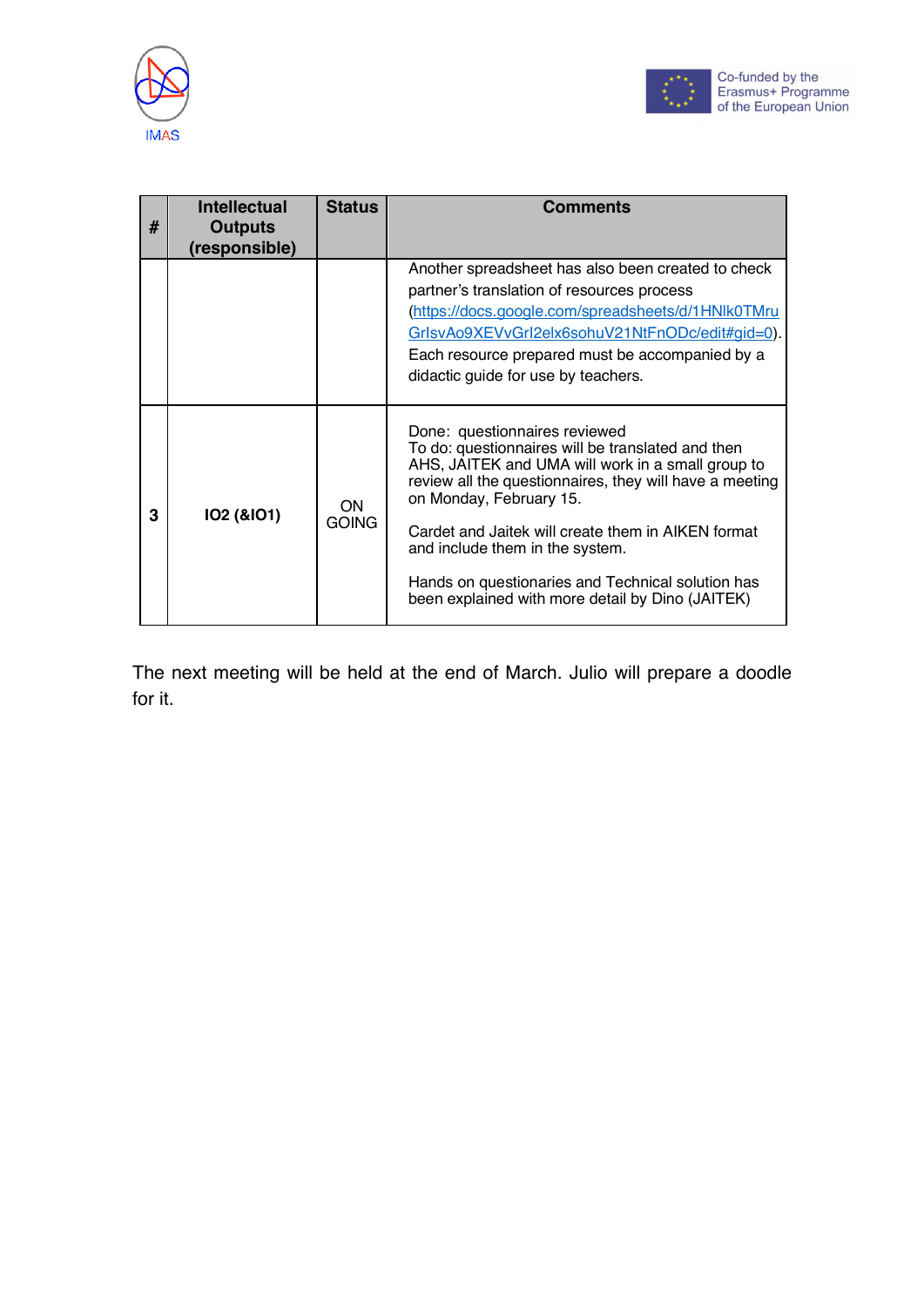| # | Intellectual Outputs (responsible) | Status | Comments |
|---|---|---|---|
| | | | Another spreadsheet has also been created to check partner's translation of resources process (https://docs.google.com/spreadsheets/d/1HNlk0TMruGrIsvAo9XEVvGrI2elx6sohuV21NtFnODc/edit#gid=0). Each resource prepared must be accompanied by a didactic guide for use by teachers. |
| **3** | **IO2 (&IO1)** | ON GOING | Done: questionnaires reviewed<br>To do: questionnaires will be translated and then AHS, JAITEK and UMA will work in a small group to review all the questionnaires, they will have a meeting on Monday, February 15.<br><br>Cardet and Jaitek will create them in AIKEN format and include them in the system.<br><br>Hands on questionaries and Technical solution has been explained with more detail by Dino (JAITEK) |

The next meeting will be held at the end of March. Julio will prepare a doodle for it.